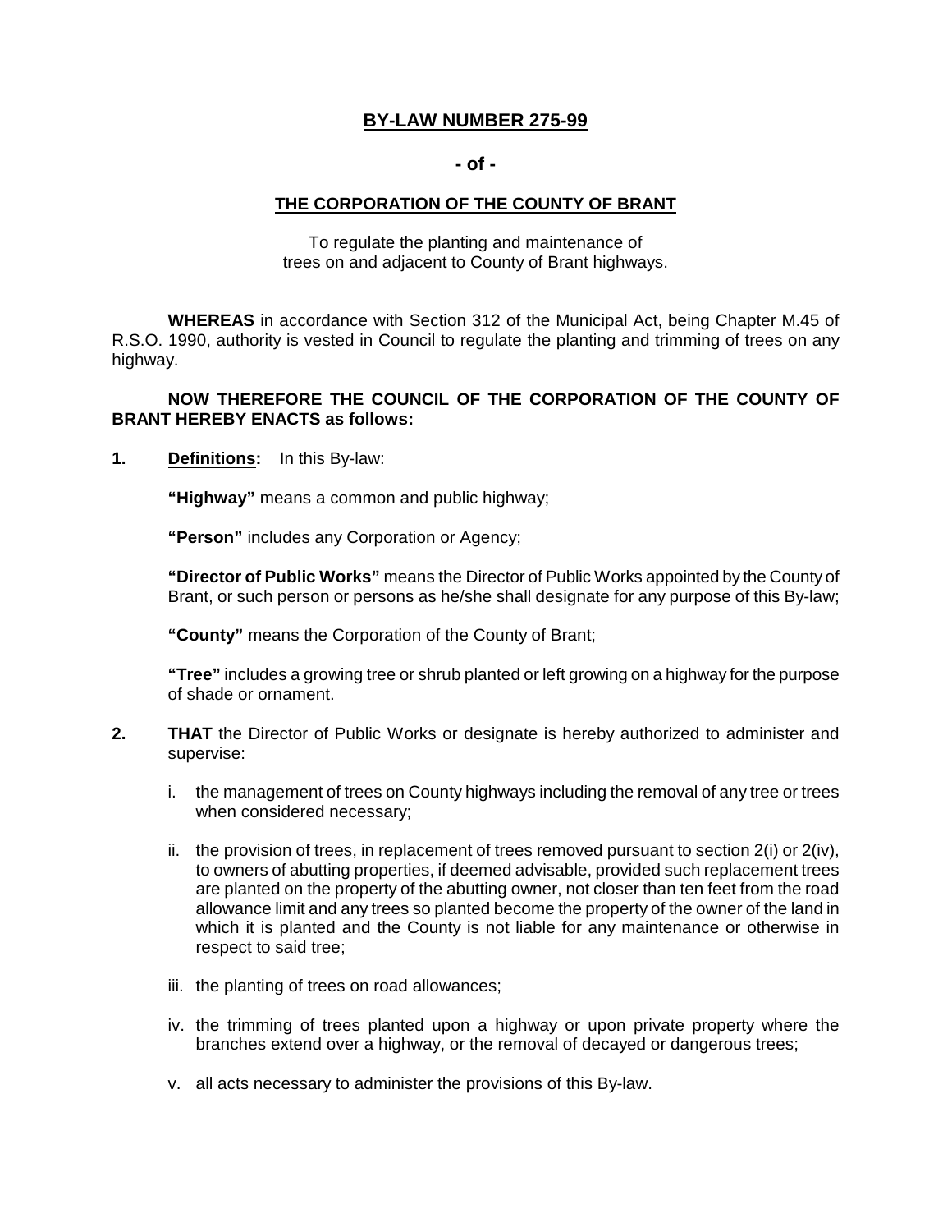# BY-LAW NUMBER 275-99

**- of -**

## THE CORPORATION OF THE COUNTY OF BRANT

To regulate the planting and maintenance of trees on and adjacent to County of Brant highways.

**WHEREAS** in accordance with Section 312 of the Municipal Act, being Chapter M.45 of R.S.O. 1990, authority is vested in Council to regulate the planting and trimming of trees on any highway.

**NOW THEREFORE THE COUNCIL OF THE CORPORATION OF THE COUNTY OF BRANT HEREBY ENACTS as follows:**

**1. Definitions:** In this By-law:

**"Highway"** means a common and public highway;

**"Person"** includes any Corporation or Agency;

**"Director of Public Works"** means the Director of Public Works appointed by the County of Brant, or such person or persons as he/she shall designate for any purpose of this By-law;

**"County"** means the Corporation of the County of Brant;

**"Tree"** includes a growing tree or shrub planted or left growing on a highway for the purpose of shade or ornament.

**2. THAT** the Director of Public Works or designate is hereby authorized to administer and supervise:

i. the management of trees on County highways including the removal of any tree or trees when considered necessary;

ii. the provision of trees, in replacement of trees removed pursuant to section 2(i) or 2(iv), to owners of abutting properties, if deemed advisable, provided such replacement trees are planted on the property of the abutting owner, not closer than ten feet from the road allowance limit and any trees so planted become the property of the owner of the land in which it is planted and the County is not liable for any maintenance or otherwise in respect to said tree;

iii. the planting of trees on road allowances;

iv. the trimming of trees planted upon a highway or upon private property where the branches extend over a highway, or the removal of decayed or dangerous trees;

v. all acts necessary to administer the provisions of this By-law.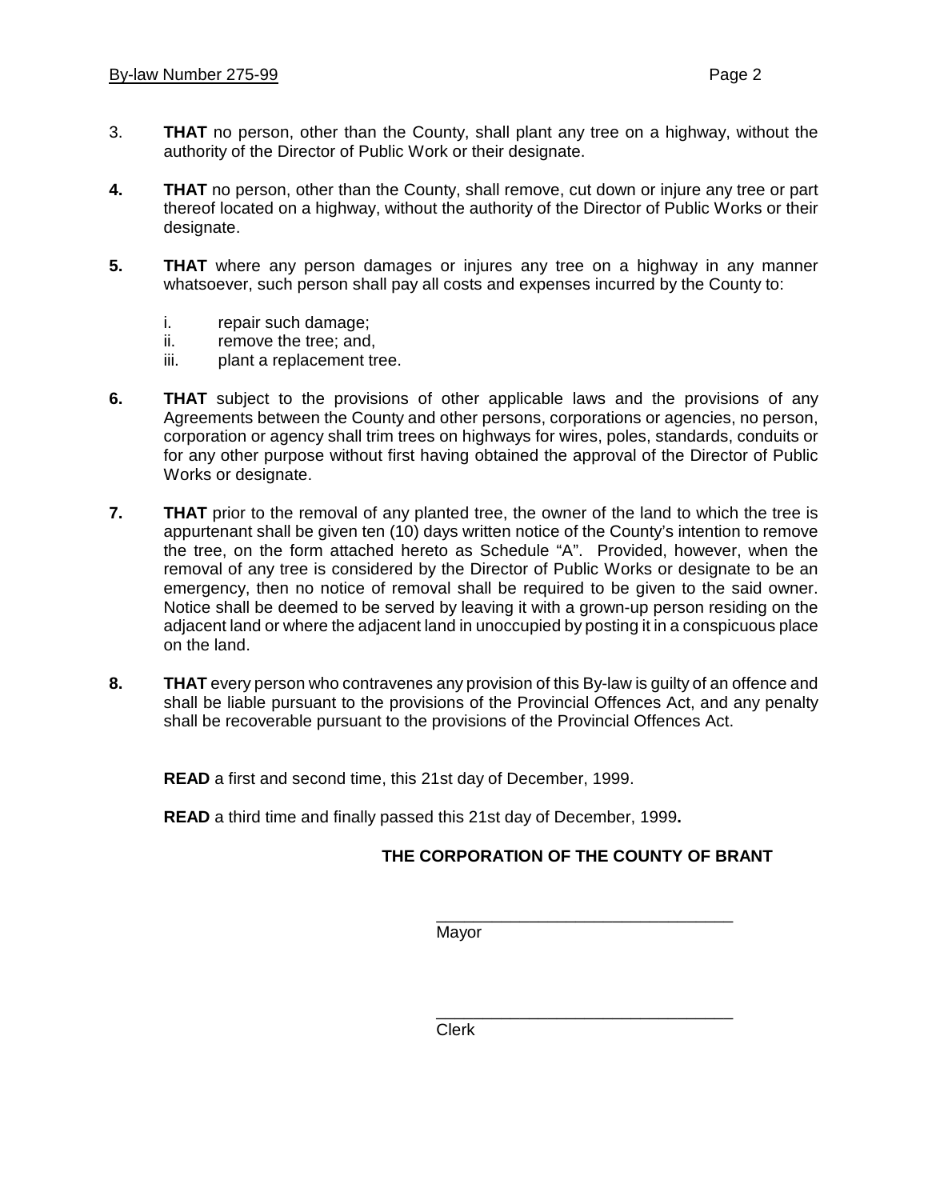3. **THAT** no person, other than the County, shall plant any tree on a highway, without the authority of the Director of Public Work or their designate.

4. **THAT** no person, other than the County, shall remove, cut down or injure any tree or part thereof located on a highway, without the authority of the Director of Public Works or their designate.

5. **THAT** where any person damages or injures any tree on a highway in any manner whatsoever, such person shall pay all costs and expenses incurred by the County to:

   i. repair such damage;
   ii. remove the tree; and,
   iii. plant a replacement tree.

6. **THAT** subject to the provisions of other applicable laws and the provisions of any Agreements between the County and other persons, corporations or agencies, no person, corporation or agency shall trim trees on highways for wires, poles, standards, conduits or for any other purpose without first having obtained the approval of the Director of Public Works or designate.

7. **THAT** prior to the removal of any planted tree, the owner of the land to which the tree is appurtenant shall be given ten (10) days written notice of the County's intention to remove the tree, on the form attached hereto as Schedule "A". Provided, however, when the removal of any tree is considered by the Director of Public Works or designate to be an emergency, then no notice of removal shall be required to be given to the said owner. Notice shall be deemed to be served by leaving it with a grown-up person residing on the adjacent land or where the adjacent land in unoccupied by posting it in a conspicuous place on the land.

8. **THAT** every person who contravenes any provision of this By-law is guilty of an offence and shall be liable pursuant to the provisions of the Provincial Offences Act, and any penalty shall be recoverable pursuant to the provisions of the Provincial Offences Act.

**READ** a first and second time, this 21st day of December, 1999.

**READ** a third time and finally passed this 21st day of December, 1999**.**

**THE CORPORATION OF THE COUNTY OF BRANT**

\_\_\_\_\_\_\_\_\_\_\_\_\_\_\_\_\_\_\_\_\_\_\_\_\_\_\_\_\_\_\_\_
Mayor

\_\_\_\_\_\_\_\_\_\_\_\_\_\_\_\_\_\_\_\_\_\_\_\_\_\_\_\_\_\_\_\_
Clerk